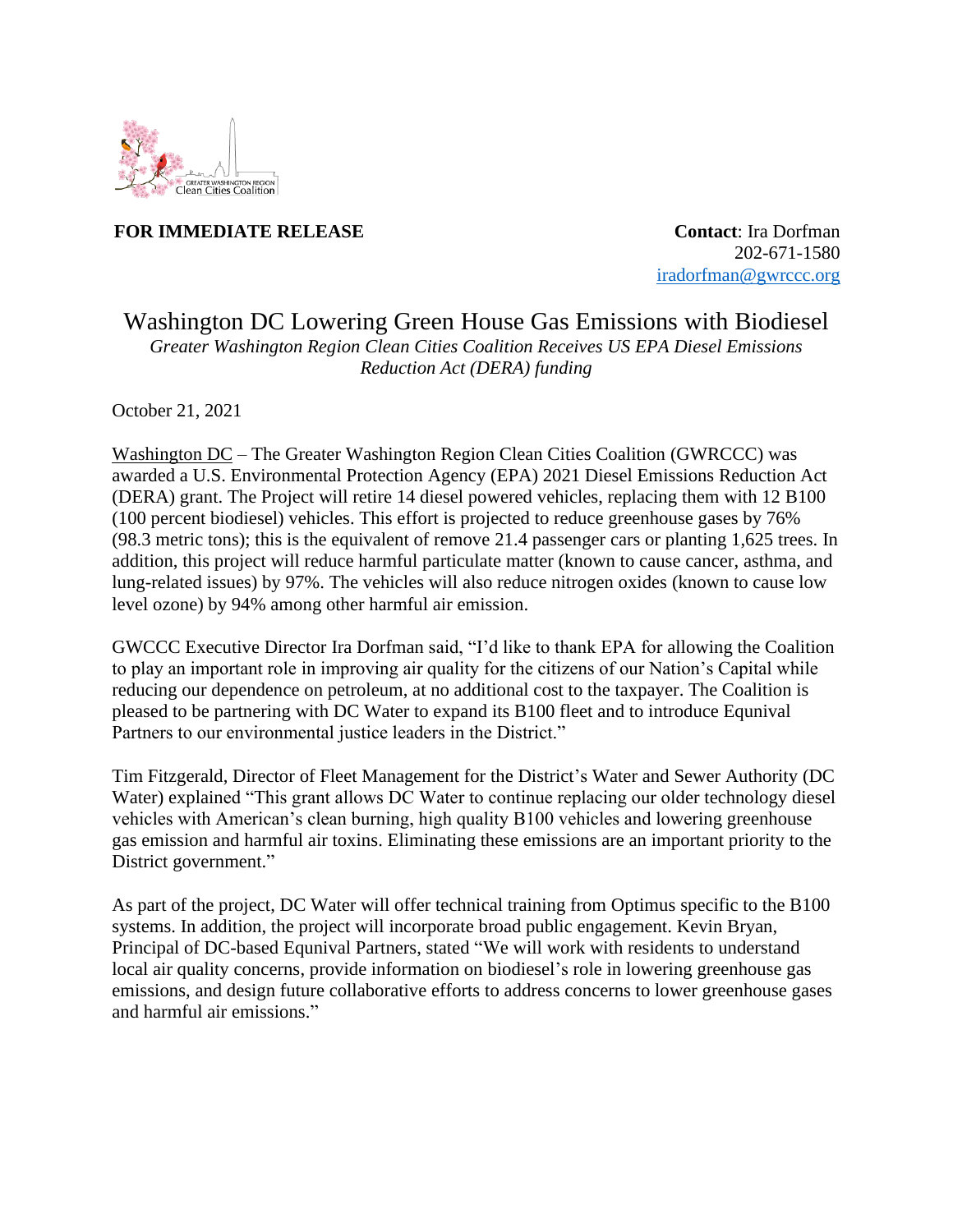**FOR IMMEDIATE RELEASE**

**Contact**: Ira Dorfman
202-671-1580
iradorfman@gwrccc.org

# Washington DC Lowering Green House Gas Emissions with Biodiesel

*Greater Washington Region Clean Cities Coalition Receives US EPA Diesel Emissions Reduction Act (DERA) funding*

October 21, 2021

Washington DC – The Greater Washington Region Clean Cities Coalition (GWRCCC) was awarded a U.S. Environmental Protection Agency (EPA) 2021 Diesel Emissions Reduction Act (DERA) grant. The Project will retire 14 diesel powered vehicles, replacing them with 12 B100 (100 percent biodiesel) vehicles. This effort is projected to reduce greenhouse gases by 76% (98.3 metric tons); this is the equivalent of remove 21.4 passenger cars or planting 1,625 trees. In addition, this project will reduce harmful particulate matter (known to cause cancer, asthma, and lung-related issues) by 97%. The vehicles will also reduce nitrogen oxides (known to cause low level ozone) by 94% among other harmful air emission.

GWCCC Executive Director Ira Dorfman said, "I'd like to thank EPA for allowing the Coalition to play an important role in improving air quality for the citizens of our Nation's Capital while reducing our dependence on petroleum, at no additional cost to the taxpayer. The Coalition is pleased to be partnering with DC Water to expand its B100 fleet and to introduce Equnival Partners to our environmental justice leaders in the District."

Tim Fitzgerald, Director of Fleet Management for the District's Water and Sewer Authority (DC Water) explained "This grant allows DC Water to continue replacing our older technology diesel vehicles with American's clean burning, high quality B100 vehicles and lowering greenhouse gas emission and harmful air toxins. Eliminating these emissions are an important priority to the District government."

As part of the project, DC Water will offer technical training from Optimus specific to the B100 systems. In addition, the project will incorporate broad public engagement. Kevin Bryan, Principal of DC-based Equnival Partners, stated "We will work with residents to understand local air quality concerns, provide information on biodiesel's role in lowering greenhouse gas emissions, and design future collaborative efforts to address concerns to lower greenhouse gases and harmful air emissions."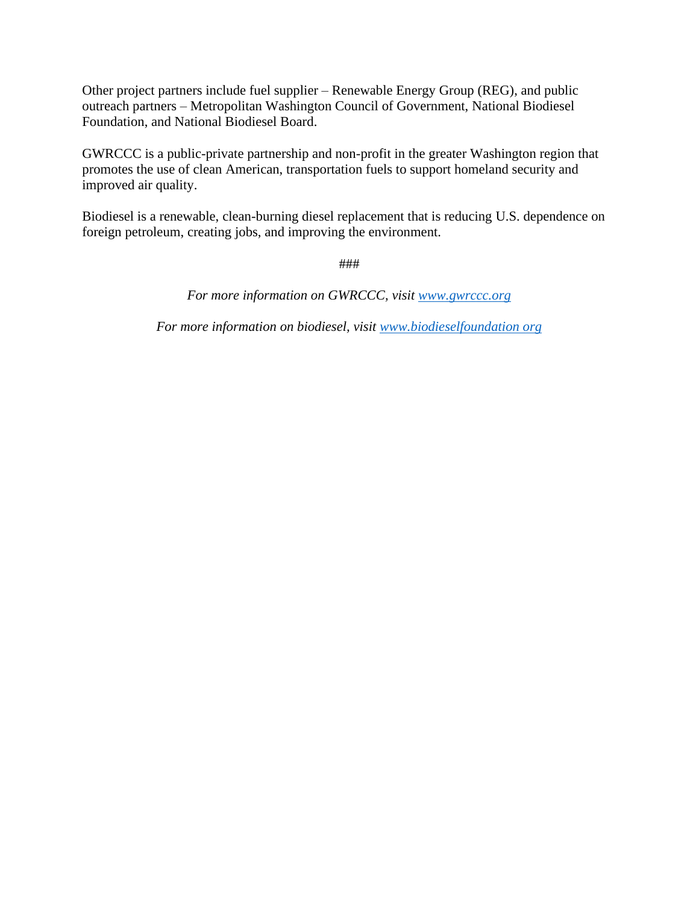Other project partners include fuel supplier – Renewable Energy Group (REG), and public outreach partners – Metropolitan Washington Council of Government, National Biodiesel Foundation, and National Biodiesel Board.

GWRCCC is a public-private partnership and non-profit in the greater Washington region that promotes the use of clean American, transportation fuels to support homeland security and improved air quality.

Biodiesel is a renewable, clean-burning diesel replacement that is reducing U.S. dependence on foreign petroleum, creating jobs, and improving the environment.

###

*For more information on GWRCCC, visit [www.gwrccc.org](http://www.gwrccc.org)*

*For more information on biodiesel, visit [www.biodieselfoundation org](http://www.biodieselfoundation.org)*